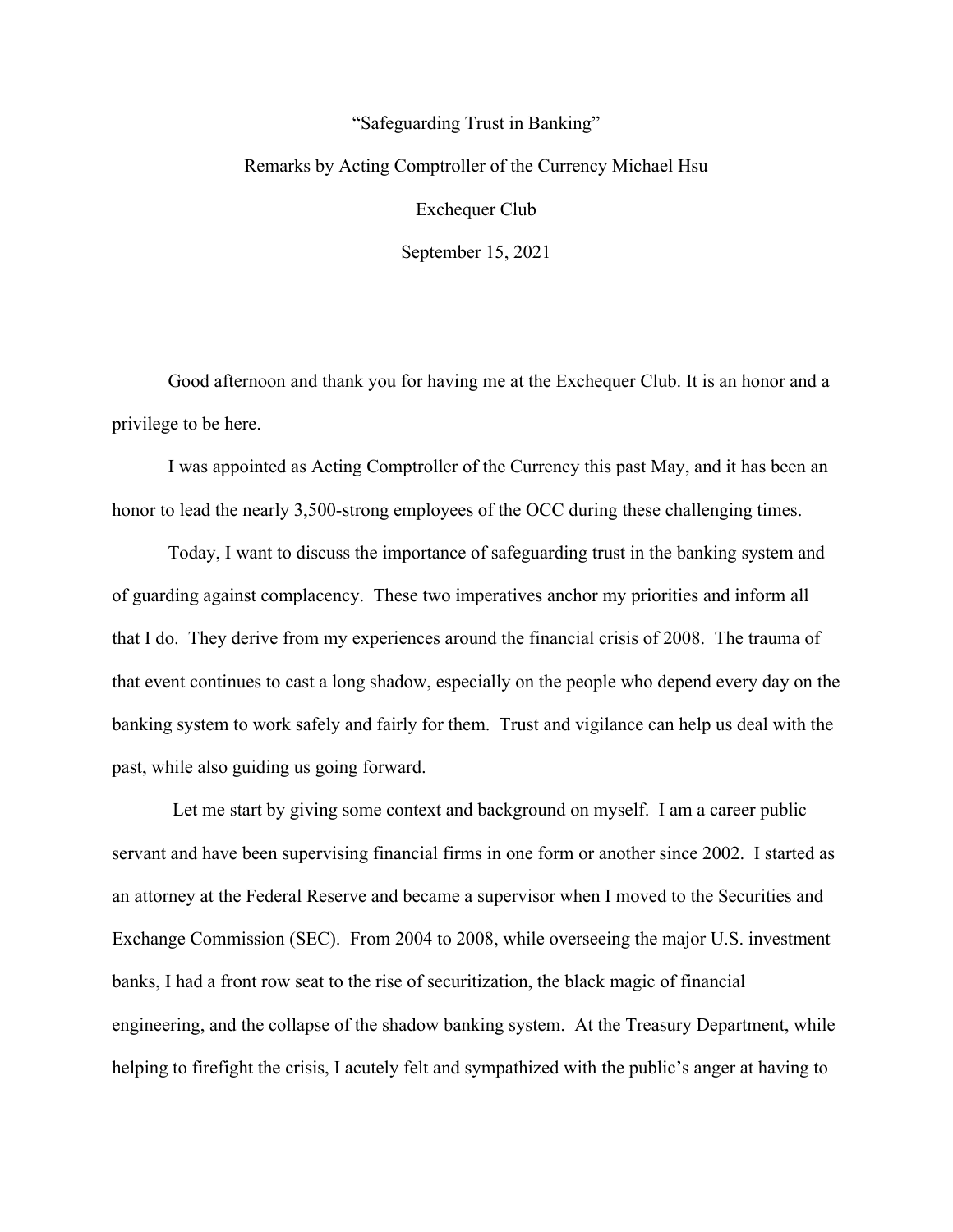# “Safeguarding Trust in Banking”

Remarks by Acting Comptroller of the Currency Michael Hsu

Exchequer Club

September 15, 2021

Good afternoon and thank you for having me at the Exchequer Club. It is an honor and a privilege to be here.

I was appointed as Acting Comptroller of the Currency this past May, and it has been an honor to lead the nearly 3,500-strong employees of the OCC during these challenging times.

Today, I want to discuss the importance of safeguarding trust in the banking system and of guarding against complacency. These two imperatives anchor my priorities and inform all that I do. They derive from my experiences around the financial crisis of 2008. The trauma of that event continues to cast a long shadow, especially on the people who depend every day on the banking system to work safely and fairly for them. Trust and vigilance can help us deal with the past, while also guiding us going forward.

Let me start by giving some context and background on myself. I am a career public servant and have been supervising financial firms in one form or another since 2002. I started as an attorney at the Federal Reserve and became a supervisor when I moved to the Securities and Exchange Commission (SEC). From 2004 to 2008, while overseeing the major U.S. investment banks, I had a front row seat to the rise of securitization, the black magic of financial engineering, and the collapse of the shadow banking system. At the Treasury Department, while helping to firefight the crisis, I acutely felt and sympathized with the public’s anger at having to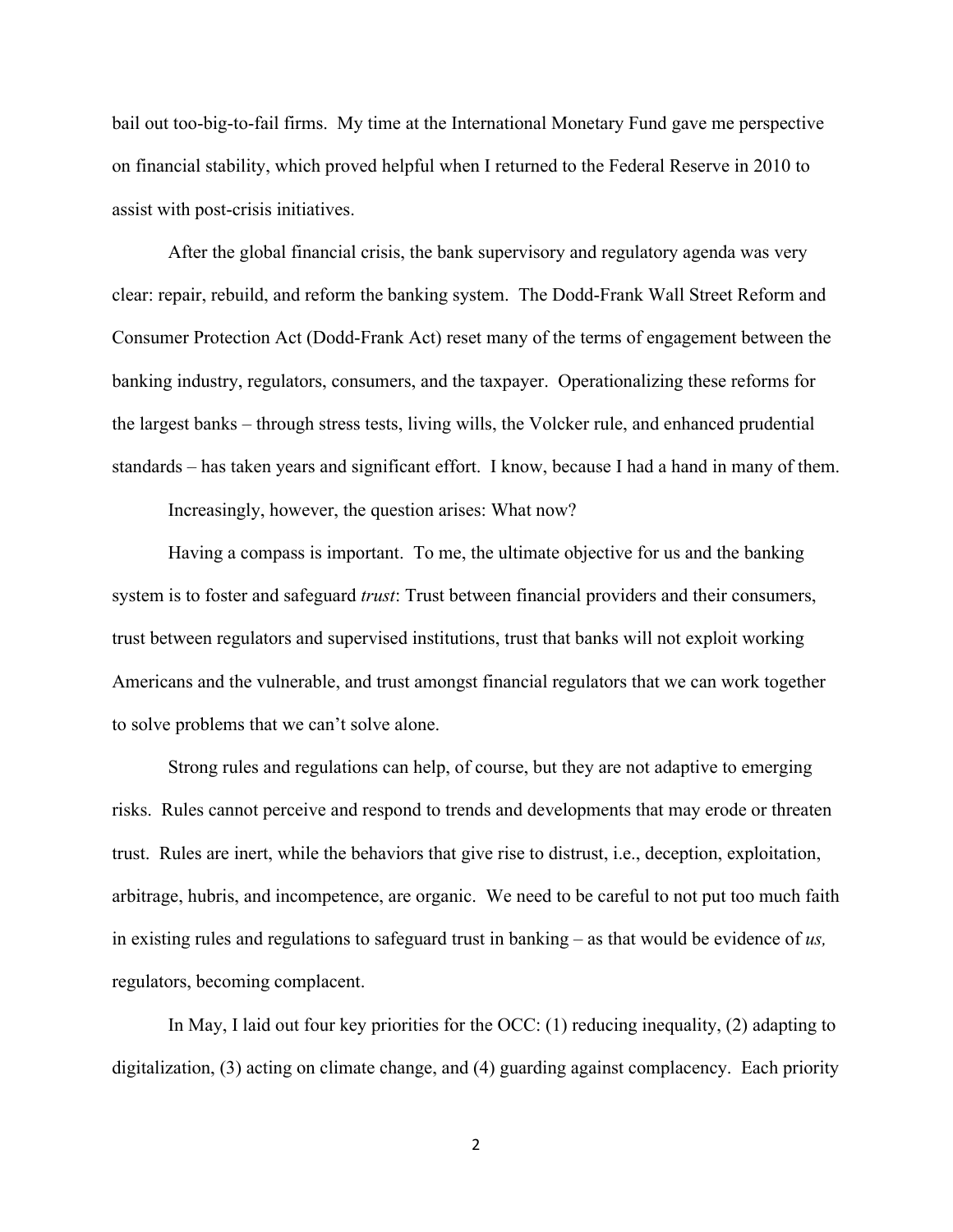bail out too-big-to-fail firms. My time at the International Monetary Fund gave me perspective on financial stability, which proved helpful when I returned to the Federal Reserve in 2010 to assist with post-crisis initiatives.

After the global financial crisis, the bank supervisory and regulatory agenda was very clear: repair, rebuild, and reform the banking system. The Dodd-Frank Wall Street Reform and Consumer Protection Act (Dodd-Frank Act) reset many of the terms of engagement between the banking industry, regulators, consumers, and the taxpayer. Operationalizing these reforms for the largest banks – through stress tests, living wills, the Volcker rule, and enhanced prudential standards – has taken years and significant effort. I know, because I had a hand in many of them.

Increasingly, however, the question arises: What now?

Having a compass is important. To me, the ultimate objective for us and the banking system is to foster and safeguard *trust*: Trust between financial providers and their consumers, trust between regulators and supervised institutions, trust that banks will not exploit working Americans and the vulnerable, and trust amongst financial regulators that we can work together to solve problems that we can't solve alone.

Strong rules and regulations can help, of course, but they are not adaptive to emerging risks. Rules cannot perceive and respond to trends and developments that may erode or threaten trust. Rules are inert, while the behaviors that give rise to distrust, i.e., deception, exploitation, arbitrage, hubris, and incompetence, are organic. We need to be careful to not put too much faith in existing rules and regulations to safeguard trust in banking – as that would be evidence of *us,* regulators, becoming complacent.

In May, I laid out four key priorities for the OCC: (1) reducing inequality, (2) adapting to digitalization, (3) acting on climate change, and (4) guarding against complacency. Each priority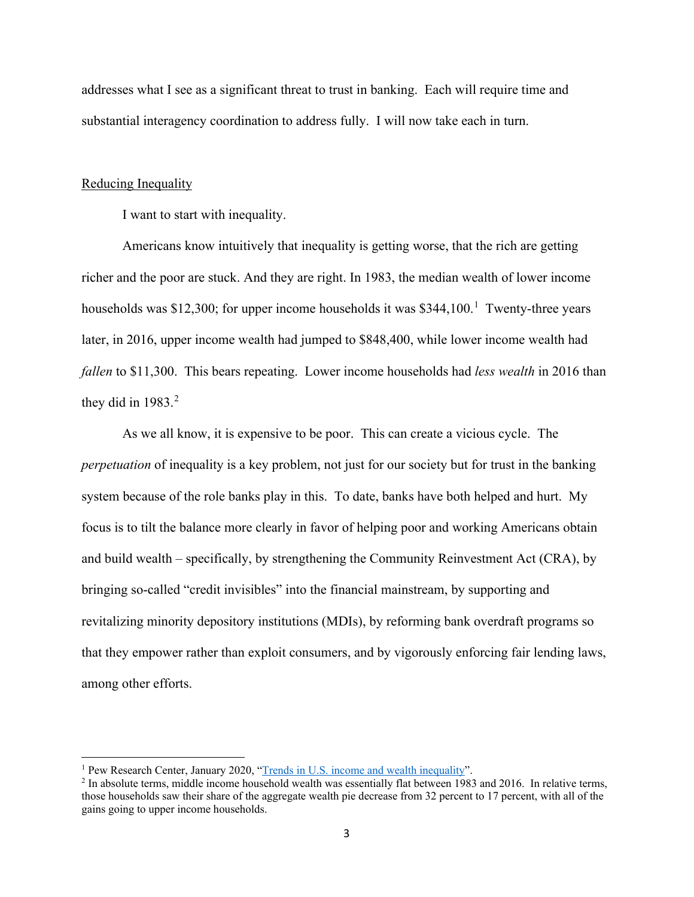addresses what I see as a significant threat to trust in banking. Each will require time and substantial interagency coordination to address fully. I will now take each in turn.

## Reducing Inequality

I want to start with inequality.

Americans know intuitively that inequality is getting worse, that the rich are getting richer and the poor are stuck. And they are right. In 1983, the median wealth of lower income households was $12,300; for upper income households it was $344,100.[1] Twenty-three years later, in 2016, upper income wealth had jumped to $848,400, while lower income wealth had *fallen* to $11,300. This bears repeating. Lower income households had *less wealth* in 2016 than they did in 1983.[2]

As we all know, it is expensive to be poor. This can create a vicious cycle. The *perpetuation* of inequality is a key problem, not just for our society but for trust in the banking system because of the role banks play in this. To date, banks have both helped and hurt. My focus is to tilt the balance more clearly in favor of helping poor and working Americans obtain and build wealth – specifically, by strengthening the Community Reinvestment Act (CRA), by bringing so-called "credit invisibles" into the financial mainstream, by supporting and revitalizing minority depository institutions (MDIs), by reforming bank overdraft programs so that they empower rather than exploit consumers, and by vigorously enforcing fair lending laws, among other efforts.

---

[1] Pew Research Center, January 2020, "[Trends in U.S. income and wealth inequality](#)".

[2] In absolute terms, middle income household wealth was essentially flat between 1983 and 2016. In relative terms, those households saw their share of the aggregate wealth pie decrease from 32 percent to 17 percent, with all of the gains going to upper income households.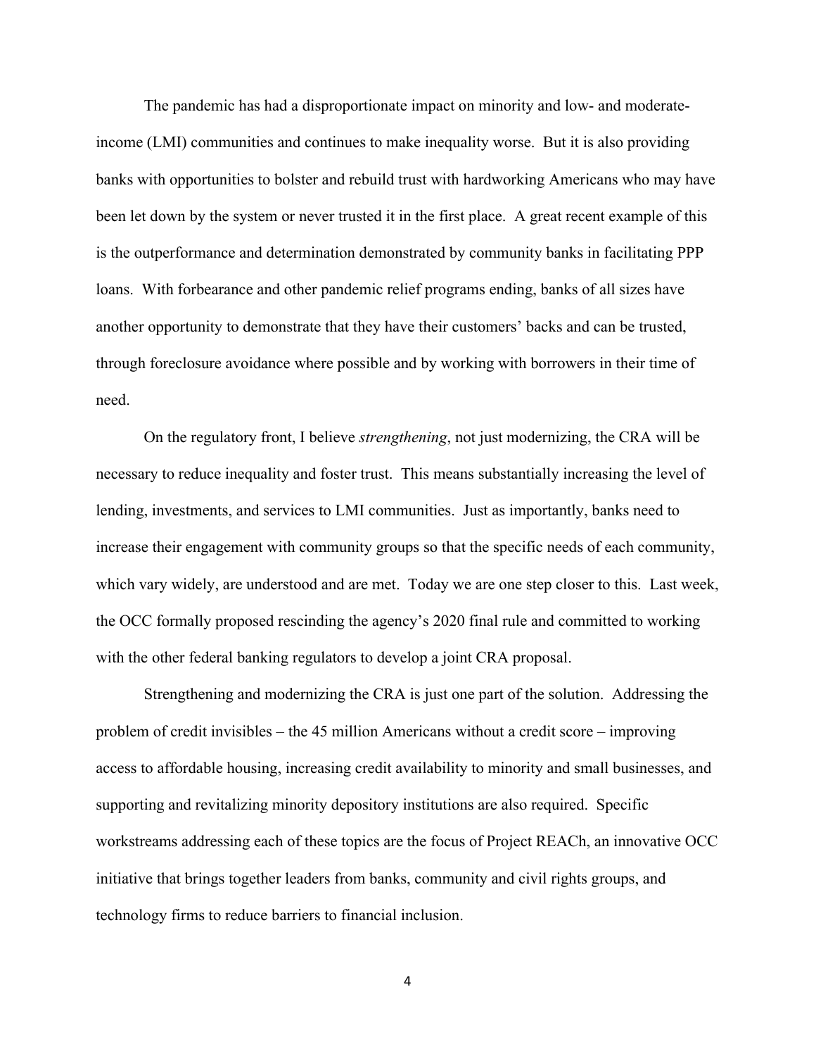The pandemic has had a disproportionate impact on minority and low- and moderate-income (LMI) communities and continues to make inequality worse. But it is also providing banks with opportunities to bolster and rebuild trust with hardworking Americans who may have been let down by the system or never trusted it in the first place. A great recent example of this is the outperformance and determination demonstrated by community banks in facilitating PPP loans. With forbearance and other pandemic relief programs ending, banks of all sizes have another opportunity to demonstrate that they have their customers' backs and can be trusted, through foreclosure avoidance where possible and by working with borrowers in their time of need.

On the regulatory front, I believe *strengthening*, not just modernizing, the CRA will be necessary to reduce inequality and foster trust. This means substantially increasing the level of lending, investments, and services to LMI communities. Just as importantly, banks need to increase their engagement with community groups so that the specific needs of each community, which vary widely, are understood and are met. Today we are one step closer to this. Last week, the OCC formally proposed rescinding the agency's 2020 final rule and committed to working with the other federal banking regulators to develop a joint CRA proposal.

Strengthening and modernizing the CRA is just one part of the solution. Addressing the problem of credit invisibles – the 45 million Americans without a credit score – improving access to affordable housing, increasing credit availability to minority and small businesses, and supporting and revitalizing minority depository institutions are also required. Specific workstreams addressing each of these topics are the focus of Project REACh, an innovative OCC initiative that brings together leaders from banks, community and civil rights groups, and technology firms to reduce barriers to financial inclusion.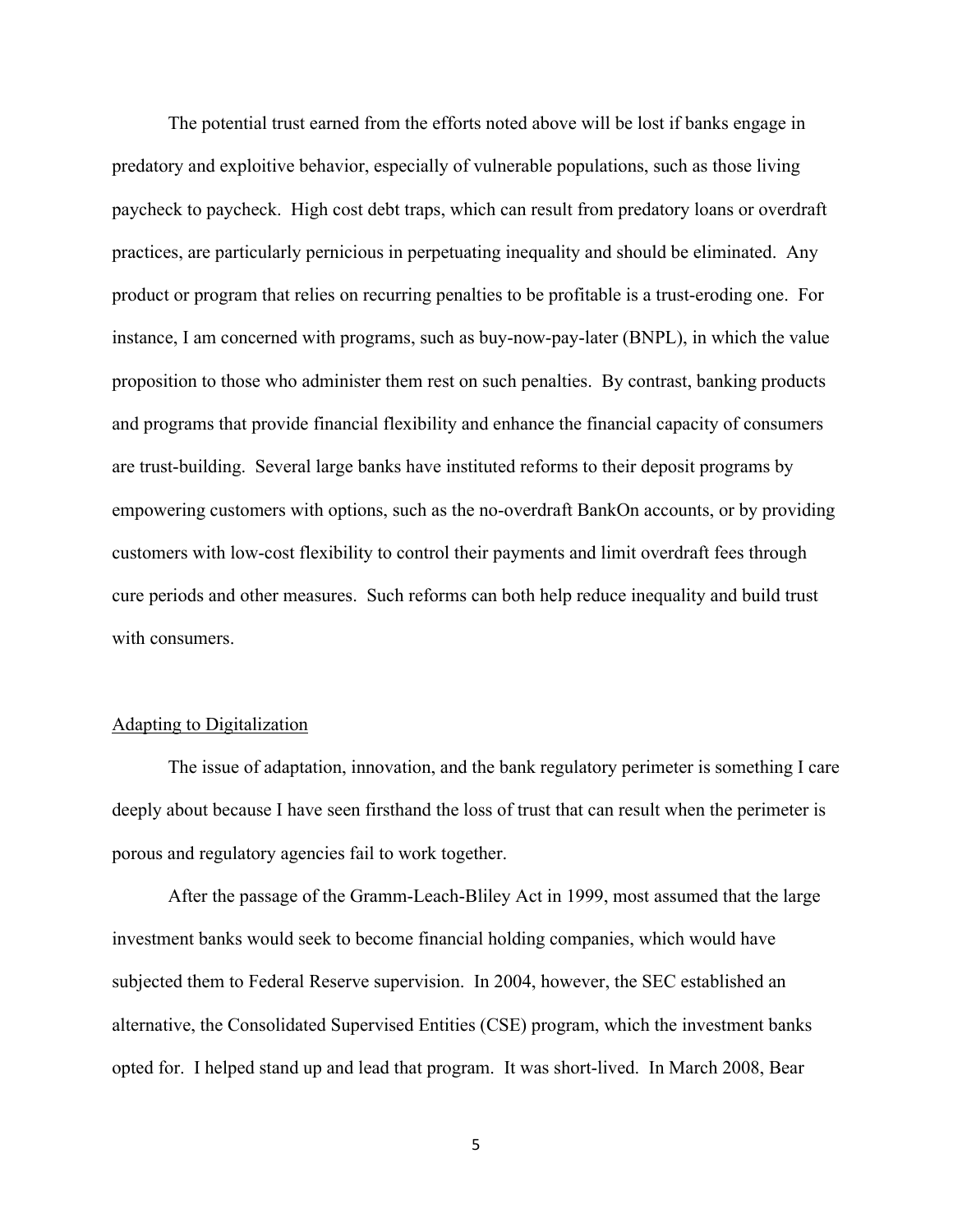The potential trust earned from the efforts noted above will be lost if banks engage in predatory and exploitive behavior, especially of vulnerable populations, such as those living paycheck to paycheck. High cost debt traps, which can result from predatory loans or overdraft practices, are particularly pernicious in perpetuating inequality and should be eliminated. Any product or program that relies on recurring penalties to be profitable is a trust-eroding one. For instance, I am concerned with programs, such as buy-now-pay-later (BNPL), in which the value proposition to those who administer them rest on such penalties. By contrast, banking products and programs that provide financial flexibility and enhance the financial capacity of consumers are trust-building. Several large banks have instituted reforms to their deposit programs by empowering customers with options, such as the no-overdraft BankOn accounts, or by providing customers with low-cost flexibility to control their payments and limit overdraft fees through cure periods and other measures. Such reforms can both help reduce inequality and build trust with consumers.

## Adapting to Digitalization

The issue of adaptation, innovation, and the bank regulatory perimeter is something I care deeply about because I have seen firsthand the loss of trust that can result when the perimeter is porous and regulatory agencies fail to work together.

After the passage of the Gramm-Leach-Bliley Act in 1999, most assumed that the large investment banks would seek to become financial holding companies, which would have subjected them to Federal Reserve supervision. In 2004, however, the SEC established an alternative, the Consolidated Supervised Entities (CSE) program, which the investment banks opted for. I helped stand up and lead that program. It was short-lived. In March 2008, Bear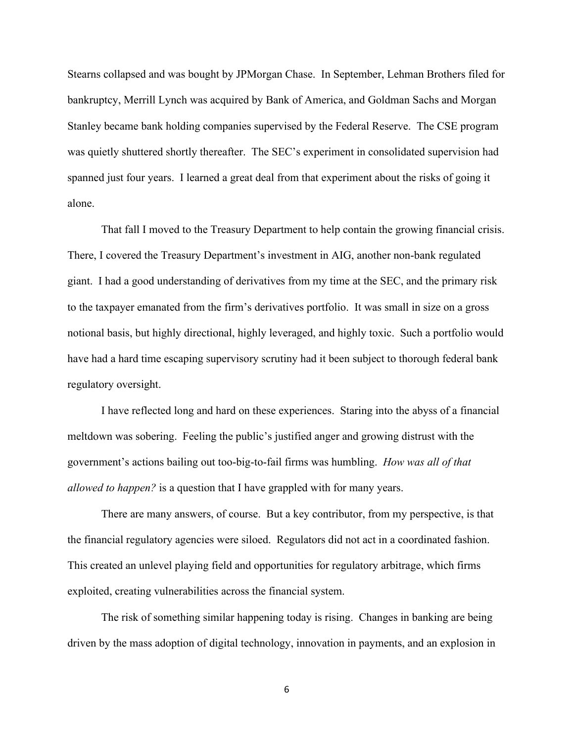Stearns collapsed and was bought by JPMorgan Chase. In September, Lehman Brothers filed for bankruptcy, Merrill Lynch was acquired by Bank of America, and Goldman Sachs and Morgan Stanley became bank holding companies supervised by the Federal Reserve. The CSE program was quietly shuttered shortly thereafter. The SEC's experiment in consolidated supervision had spanned just four years. I learned a great deal from that experiment about the risks of going it alone.

That fall I moved to the Treasury Department to help contain the growing financial crisis. There, I covered the Treasury Department's investment in AIG, another non-bank regulated giant. I had a good understanding of derivatives from my time at the SEC, and the primary risk to the taxpayer emanated from the firm's derivatives portfolio. It was small in size on a gross notional basis, but highly directional, highly leveraged, and highly toxic. Such a portfolio would have had a hard time escaping supervisory scrutiny had it been subject to thorough federal bank regulatory oversight.

I have reflected long and hard on these experiences. Staring into the abyss of a financial meltdown was sobering. Feeling the public's justified anger and growing distrust with the government's actions bailing out too-big-to-fail firms was humbling. *How was all of that allowed to happen?* is a question that I have grappled with for many years.

There are many answers, of course. But a key contributor, from my perspective, is that the financial regulatory agencies were siloed. Regulators did not act in a coordinated fashion. This created an unlevel playing field and opportunities for regulatory arbitrage, which firms exploited, creating vulnerabilities across the financial system.

The risk of something similar happening today is rising. Changes in banking are being driven by the mass adoption of digital technology, innovation in payments, and an explosion in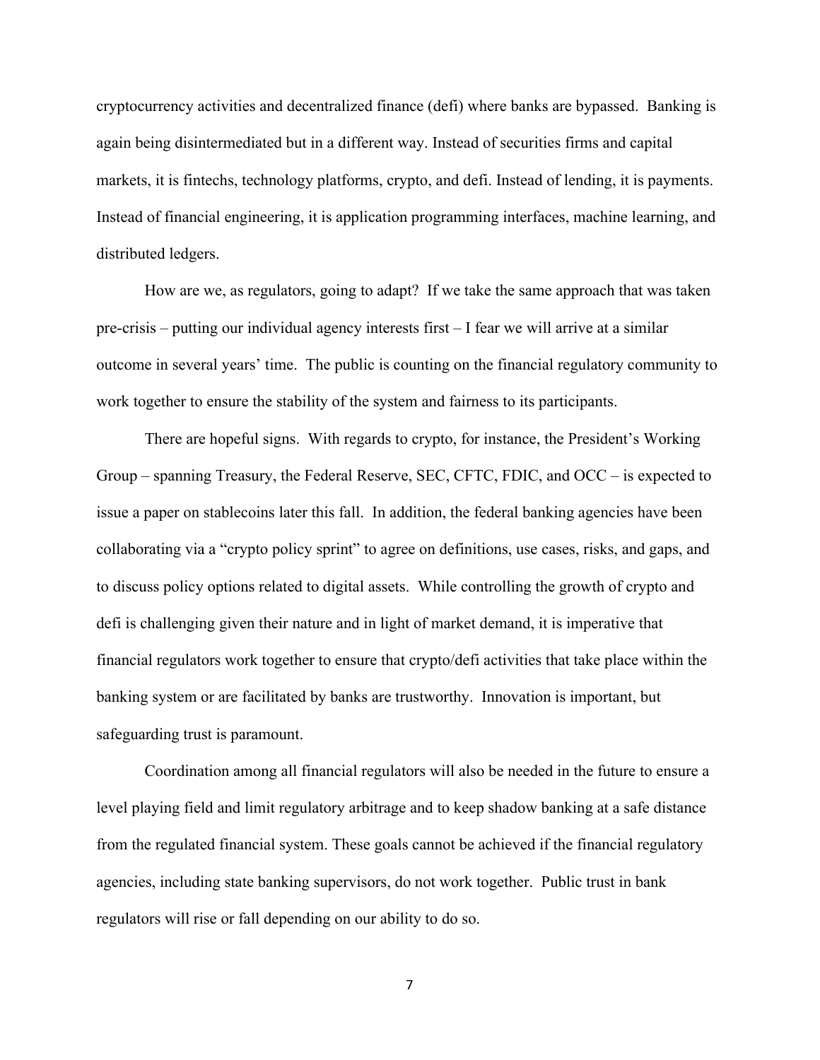cryptocurrency activities and decentralized finance (defi) where banks are bypassed. Banking is again being disintermediated but in a different way. Instead of securities firms and capital markets, it is fintechs, technology platforms, crypto, and defi. Instead of lending, it is payments. Instead of financial engineering, it is application programming interfaces, machine learning, and distributed ledgers.

How are we, as regulators, going to adapt? If we take the same approach that was taken pre-crisis – putting our individual agency interests first – I fear we will arrive at a similar outcome in several years' time. The public is counting on the financial regulatory community to work together to ensure the stability of the system and fairness to its participants.

There are hopeful signs. With regards to crypto, for instance, the President's Working Group – spanning Treasury, the Federal Reserve, SEC, CFTC, FDIC, and OCC – is expected to issue a paper on stablecoins later this fall. In addition, the federal banking agencies have been collaborating via a "crypto policy sprint" to agree on definitions, use cases, risks, and gaps, and to discuss policy options related to digital assets. While controlling the growth of crypto and defi is challenging given their nature and in light of market demand, it is imperative that financial regulators work together to ensure that crypto/defi activities that take place within the banking system or are facilitated by banks are trustworthy. Innovation is important, but safeguarding trust is paramount.

Coordination among all financial regulators will also be needed in the future to ensure a level playing field and limit regulatory arbitrage and to keep shadow banking at a safe distance from the regulated financial system. These goals cannot be achieved if the financial regulatory agencies, including state banking supervisors, do not work together. Public trust in bank regulators will rise or fall depending on our ability to do so.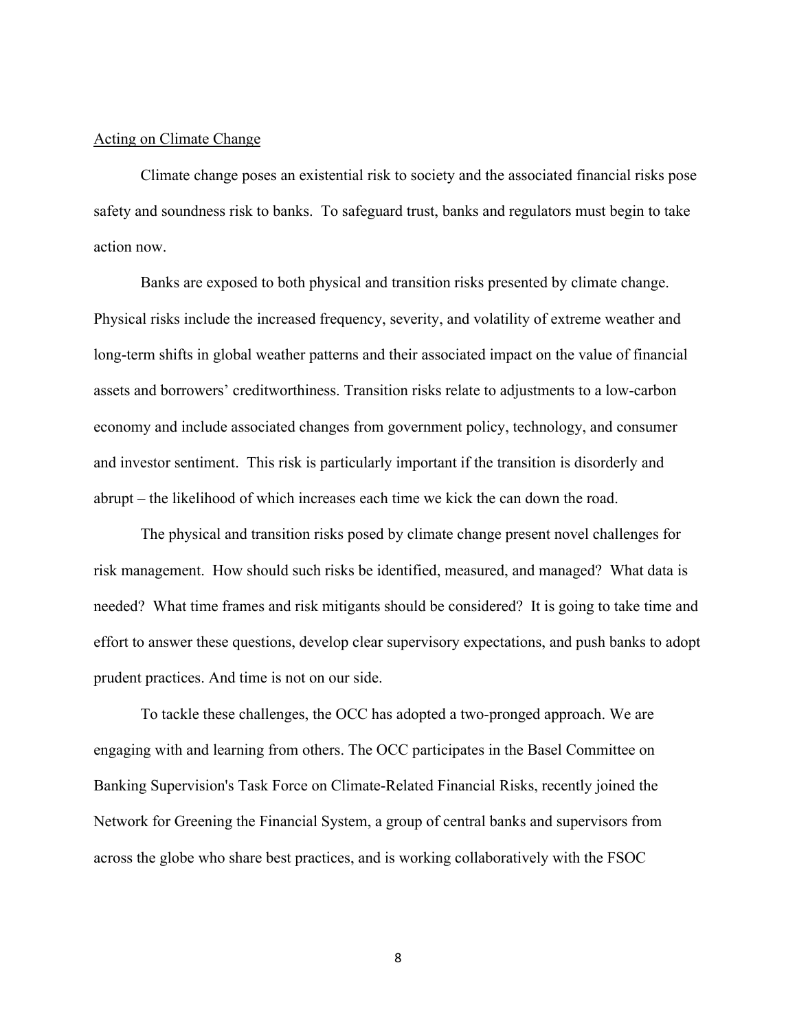## Acting on Climate Change

Climate change poses an existential risk to society and the associated financial risks pose safety and soundness risk to banks. To safeguard trust, banks and regulators must begin to take action now.

Banks are exposed to both physical and transition risks presented by climate change. Physical risks include the increased frequency, severity, and volatility of extreme weather and long-term shifts in global weather patterns and their associated impact on the value of financial assets and borrowers' creditworthiness. Transition risks relate to adjustments to a low-carbon economy and include associated changes from government policy, technology, and consumer and investor sentiment. This risk is particularly important if the transition is disorderly and abrupt – the likelihood of which increases each time we kick the can down the road.

The physical and transition risks posed by climate change present novel challenges for risk management. How should such risks be identified, measured, and managed? What data is needed? What time frames and risk mitigants should be considered? It is going to take time and effort to answer these questions, develop clear supervisory expectations, and push banks to adopt prudent practices. And time is not on our side.

To tackle these challenges, the OCC has adopted a two-pronged approach. We are engaging with and learning from others. The OCC participates in the Basel Committee on Banking Supervision's Task Force on Climate-Related Financial Risks, recently joined the Network for Greening the Financial System, a group of central banks and supervisors from across the globe who share best practices, and is working collaboratively with the FSOC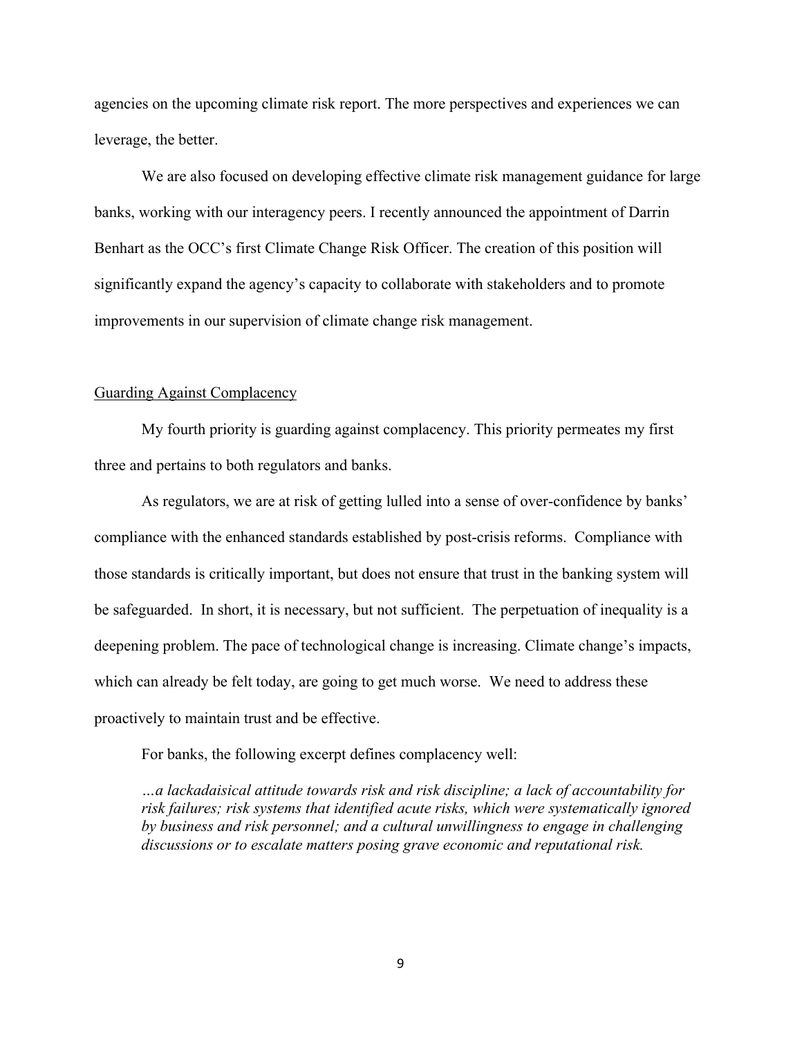agencies on the upcoming climate risk report. The more perspectives and experiences we can leverage, the better.

We are also focused on developing effective climate risk management guidance for large banks, working with our interagency peers. I recently announced the appointment of Darrin Benhart as the OCC's first Climate Change Risk Officer. The creation of this position will significantly expand the agency's capacity to collaborate with stakeholders and to promote improvements in our supervision of climate change risk management.

## Guarding Against Complacency

My fourth priority is guarding against complacency. This priority permeates my first three and pertains to both regulators and banks.

As regulators, we are at risk of getting lulled into a sense of over-confidence by banks' compliance with the enhanced standards established by post-crisis reforms. Compliance with those standards is critically important, but does not ensure that trust in the banking system will be safeguarded. In short, it is necessary, but not sufficient. The perpetuation of inequality is a deepening problem. The pace of technological change is increasing. Climate change's impacts, which can already be felt today, are going to get much worse. We need to address these proactively to maintain trust and be effective.

For banks, the following excerpt defines complacency well:

> *…a lackadaisical attitude towards risk and risk discipline; a lack of accountability for risk failures; risk systems that identified acute risks, which were systematically ignored by business and risk personnel; and a cultural unwillingness to engage in challenging discussions or to escalate matters posing grave economic and reputational risk.*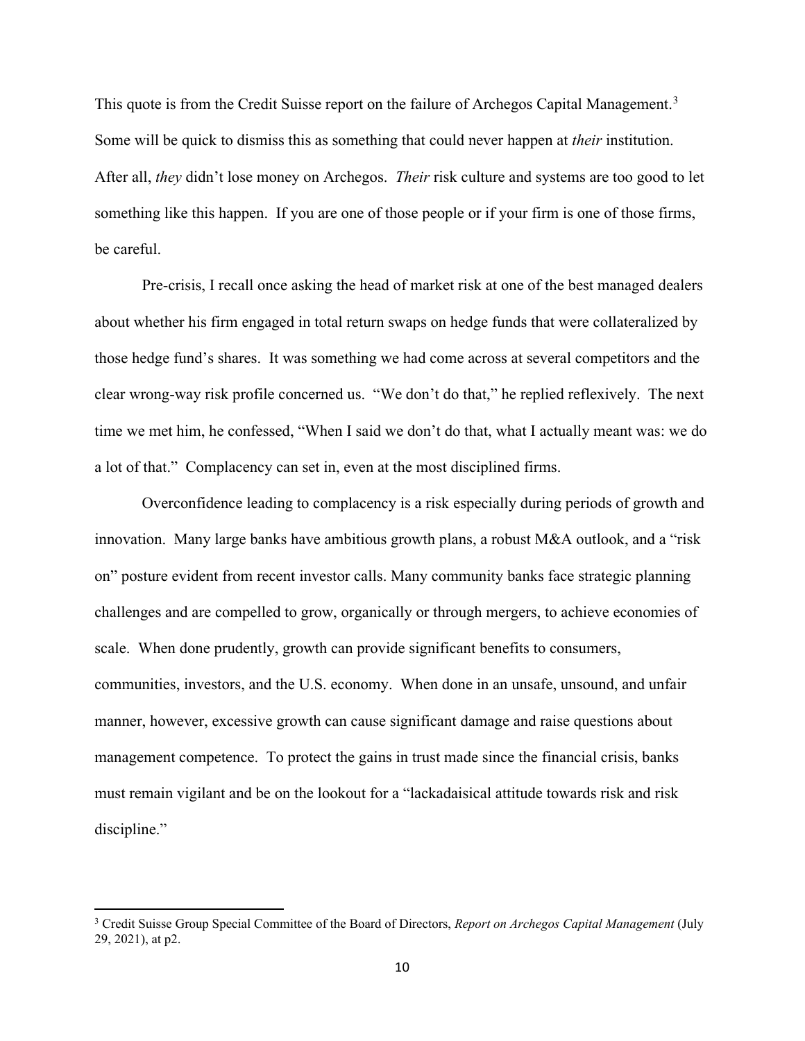This quote is from the Credit Suisse report on the failure of Archegos Capital Management.[3] Some will be quick to dismiss this as something that could never happen at *their* institution. After all, *they* didn't lose money on Archegos. *Their* risk culture and systems are too good to let something like this happen. If you are one of those people or if your firm is one of those firms, be careful.

Pre-crisis, I recall once asking the head of market risk at one of the best managed dealers about whether his firm engaged in total return swaps on hedge funds that were collateralized by those hedge fund's shares. It was something we had come across at several competitors and the clear wrong-way risk profile concerned us. "We don't do that," he replied reflexively. The next time we met him, he confessed, "When I said we don't do that, what I actually meant was: we do a lot of that." Complacency can set in, even at the most disciplined firms.

Overconfidence leading to complacency is a risk especially during periods of growth and innovation. Many large banks have ambitious growth plans, a robust M&A outlook, and a "risk on" posture evident from recent investor calls. Many community banks face strategic planning challenges and are compelled to grow, organically or through mergers, to achieve economies of scale. When done prudently, growth can provide significant benefits to consumers, communities, investors, and the U.S. economy. When done in an unsafe, unsound, and unfair manner, however, excessive growth can cause significant damage and raise questions about management competence. To protect the gains in trust made since the financial crisis, banks must remain vigilant and be on the lookout for a "lackadaisical attitude towards risk and risk discipline."

---

[3] Credit Suisse Group Special Committee of the Board of Directors, *Report on Archegos Capital Management* (July 29, 2021), at p2.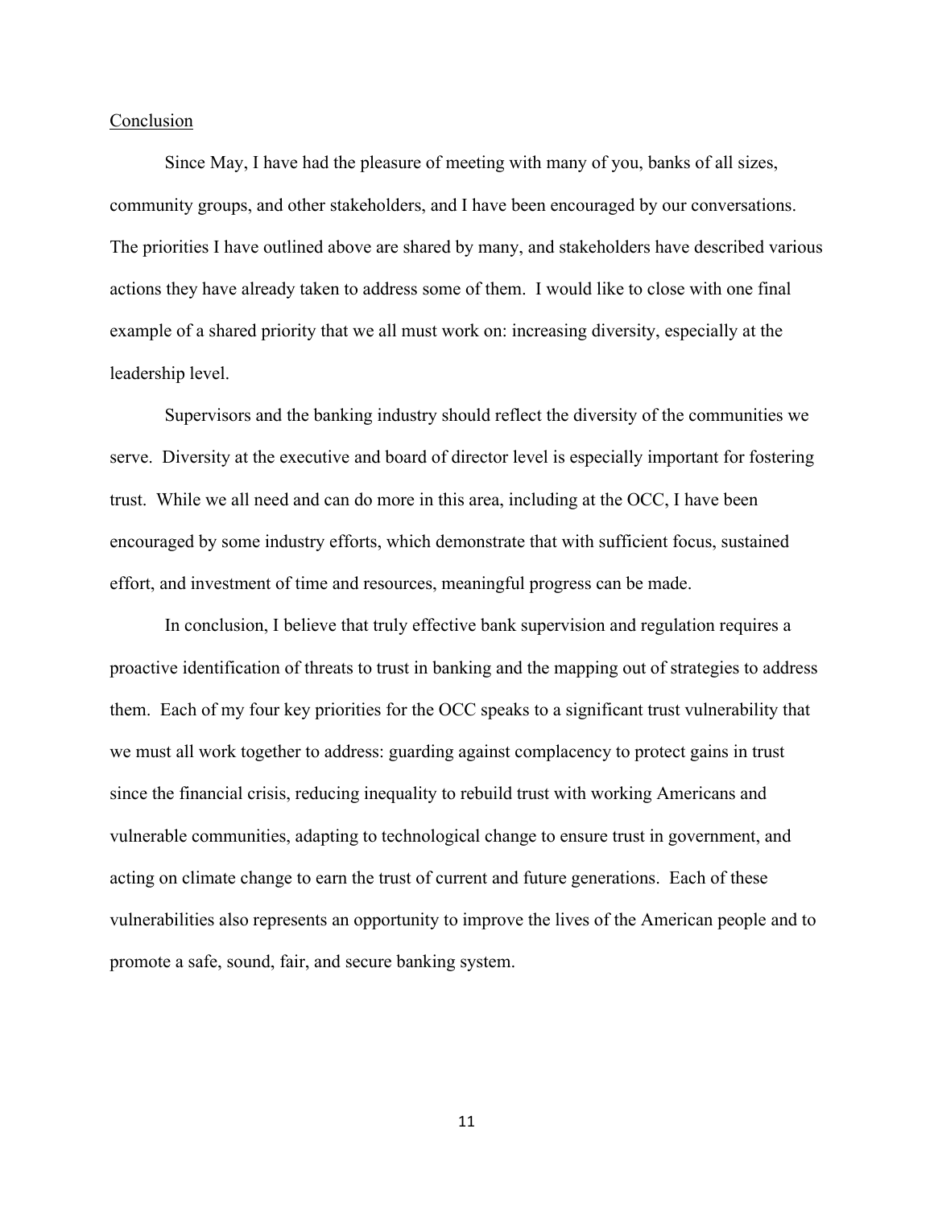## Conclusion

Since May, I have had the pleasure of meeting with many of you, banks of all sizes, community groups, and other stakeholders, and I have been encouraged by our conversations. The priorities I have outlined above are shared by many, and stakeholders have described various actions they have already taken to address some of them. I would like to close with one final example of a shared priority that we all must work on: increasing diversity, especially at the leadership level.

Supervisors and the banking industry should reflect the diversity of the communities we serve. Diversity at the executive and board of director level is especially important for fostering trust. While we all need and can do more in this area, including at the OCC, I have been encouraged by some industry efforts, which demonstrate that with sufficient focus, sustained effort, and investment of time and resources, meaningful progress can be made.

In conclusion, I believe that truly effective bank supervision and regulation requires a proactive identification of threats to trust in banking and the mapping out of strategies to address them. Each of my four key priorities for the OCC speaks to a significant trust vulnerability that we must all work together to address: guarding against complacency to protect gains in trust since the financial crisis, reducing inequality to rebuild trust with working Americans and vulnerable communities, adapting to technological change to ensure trust in government, and acting on climate change to earn the trust of current and future generations. Each of these vulnerabilities also represents an opportunity to improve the lives of the American people and to promote a safe, sound, fair, and secure banking system.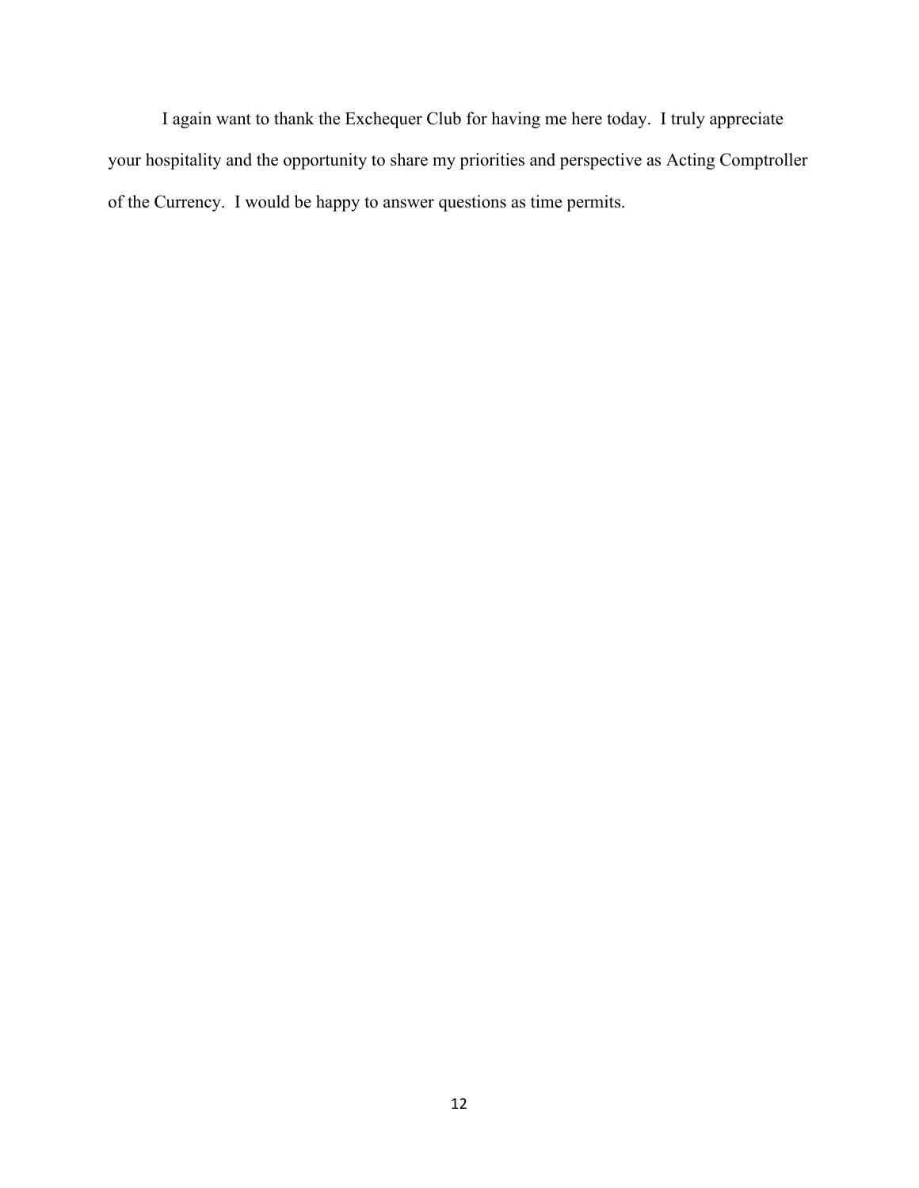I again want to thank the Exchequer Club for having me here today. I truly appreciate your hospitality and the opportunity to share my priorities and perspective as Acting Comptroller of the Currency. I would be happy to answer questions as time permits.